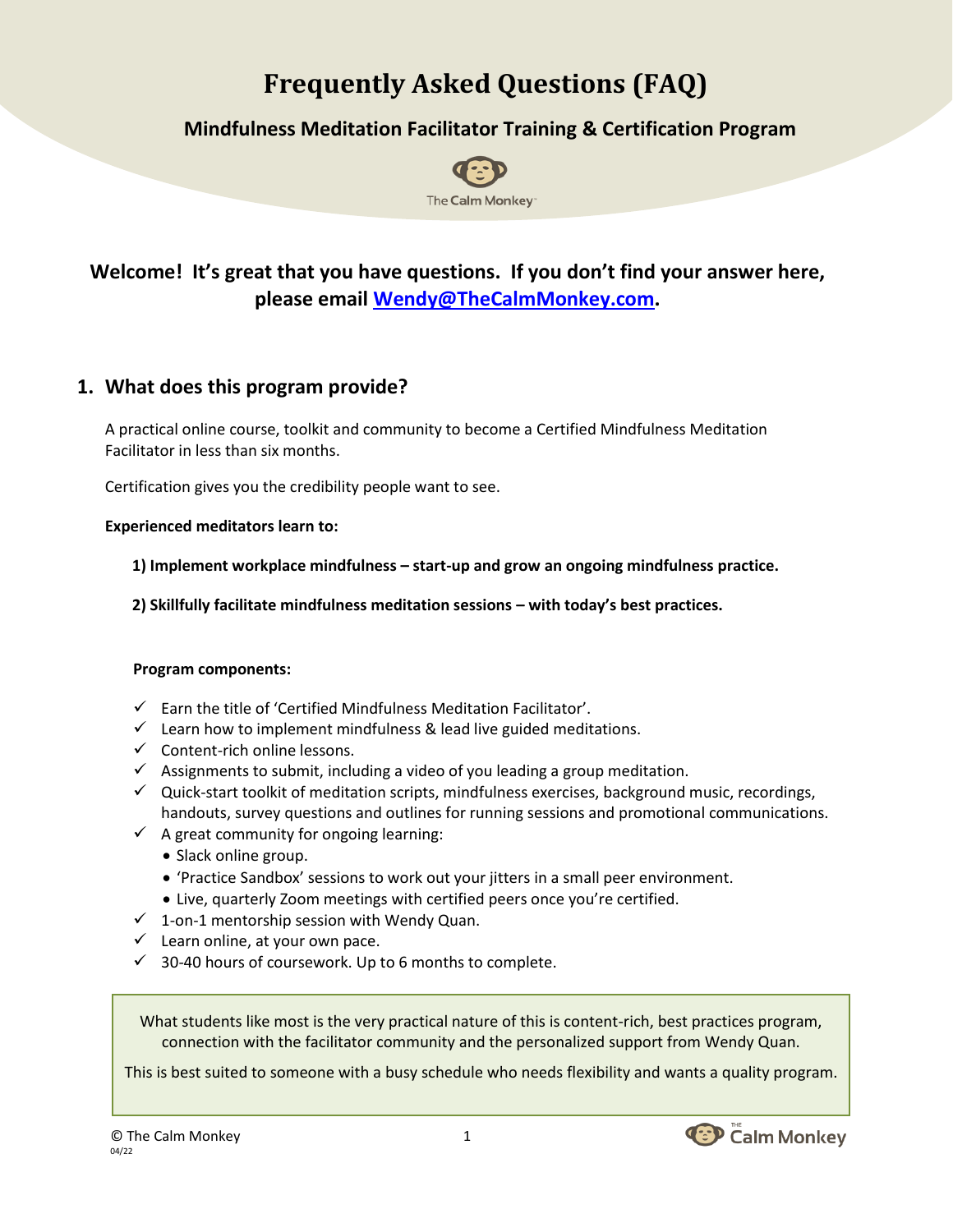# Frequently Asked Questions (FAQ)

## Mindfulness Meditation Facilitator Training & Certification Program

The Calm Monkey

**Welcome! It's great that you have questions. If you don't find your answer here, please email [Wendy@TheCalmMonkey.com](mailto:Wendy@TheCalmMonkey.com).**

## 1. What does this program provide?

A practical online course, toolkit and community to become a Certified Mindfulness Meditation Facilitator in less than six months.

Certification gives you the credibility people want to see.

**Experienced meditators learn to:**

**1) Implement workplace mindfulness – start-up and grow an ongoing mindfulness practice.**

**2) Skillfully facilitate mindfulness meditation sessions – with today's best practices.**

**Program components:**

- ✓ Earn the title of 'Certified Mindfulness Meditation Facilitator'.
- ✓ Learn how to implement mindfulness & lead live guided meditations.
- ✓ Content-rich online lessons.
- ✓ Assignments to submit, including a video of you leading a group meditation.
- ✓ Quick-start toolkit of meditation scripts, mindfulness exercises, background music, recordings, handouts, survey questions and outlines for running sessions and promotional communications.
- ✓ A great community for ongoing learning:
  - Slack online group.
  - 'Practice Sandbox' sessions to work out your jitters in a small peer environment.
  - Live, quarterly Zoom meetings with certified peers once you're certified.
- ✓ 1-on-1 mentorship session with Wendy Quan.
- ✓ Learn online, at your own pace.
- ✓ 30-40 hours of coursework. Up to 6 months to complete.

> What students like most is the very practical nature of this is content-rich, best practices program, connection with the facilitator community and the personalized support from Wendy Quan.
>
> This is best suited to someone with a busy schedule who needs flexibility and wants a quality program.

© The Calm Monkey
04/22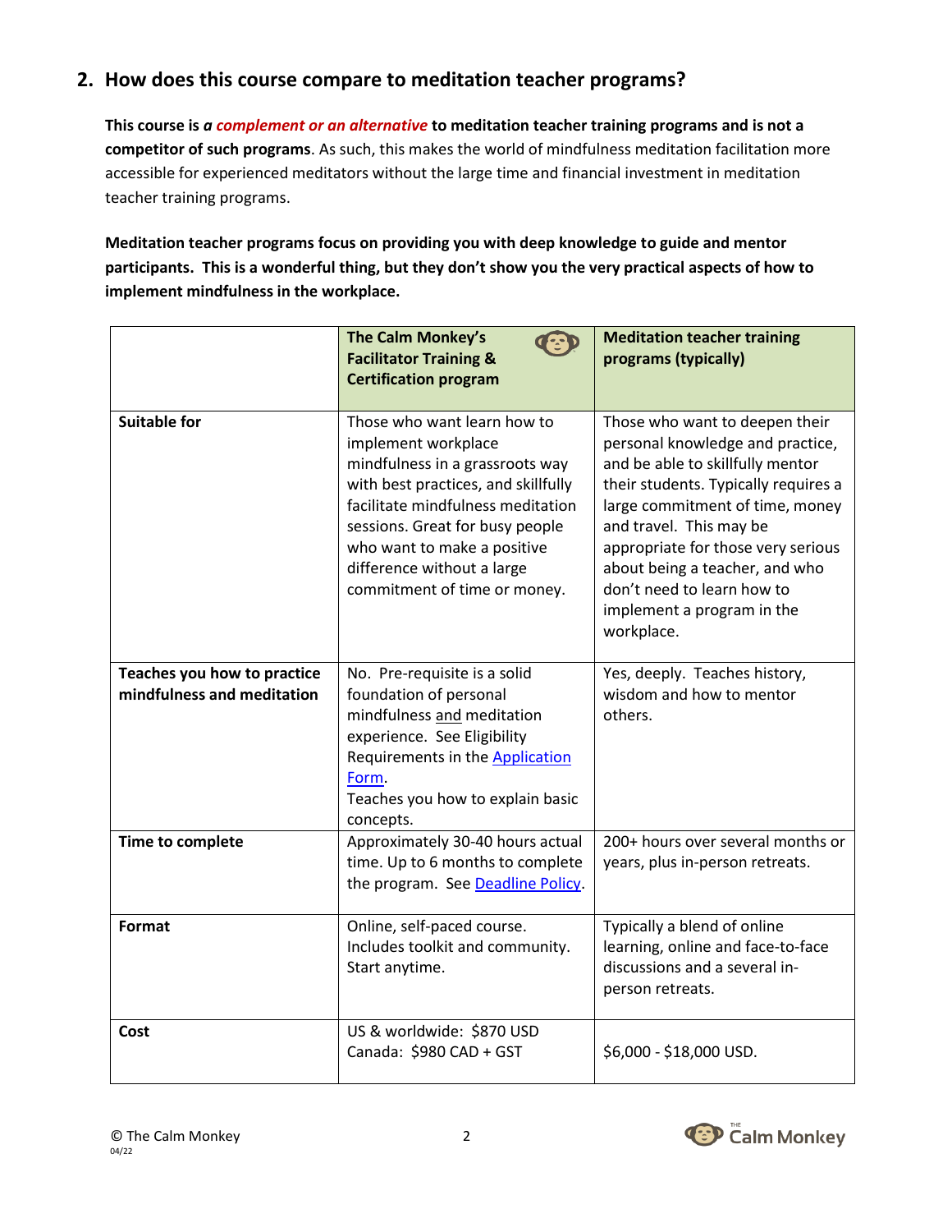## 2. How does this course compare to meditation teacher programs?

**This course is *a complement or an alternative* to meditation teacher training programs and is not a competitor of such programs**. As such, this makes the world of mindfulness meditation facilitation more accessible for experienced meditators without the large time and financial investment in meditation teacher training programs.

**Meditation teacher programs focus on providing you with deep knowledge to guide and mentor participants. This is a wonderful thing, but they don't show you the very practical aspects of how to implement mindfulness in the workplace.**

| | **The Calm Monkey's Facilitator Training & Certification program** | **Meditation teacher training programs (typically)** |
|---|---|---|
| **Suitable for** | Those who want learn how to implement workplace mindfulness in a grassroots way with best practices, and skillfully facilitate mindfulness meditation sessions. Great for busy people who want to make a positive difference without a large commitment of time or money. | Those who want to deepen their personal knowledge and practice, and be able to skillfully mentor their students. Typically requires a large commitment of time, money and travel. This may be appropriate for those very serious about being a teacher, and who don't need to learn how to implement a program in the workplace. |
| **Teaches you how to practice mindfulness and meditation** | No. Pre-requisite is a solid foundation of personal mindfulness and meditation experience. See Eligibility Requirements in the Application Form. Teaches you how to explain basic concepts. | Yes, deeply. Teaches history, wisdom and how to mentor others. |
| **Time to complete** | Approximately 30-40 hours actual time. Up to 6 months to complete the program. See Deadline Policy. | 200+ hours over several months or years, plus in-person retreats. |
| **Format** | Online, self-paced course. Includes toolkit and community. Start anytime. | Typically a blend of online learning, online and face-to-face discussions and a several in-person retreats. |
| **Cost** | US & worldwide: $870 USD<br>Canada: $980 CAD + GST | $6,000 - $18,000 USD. |

© The Calm Monkey
04/22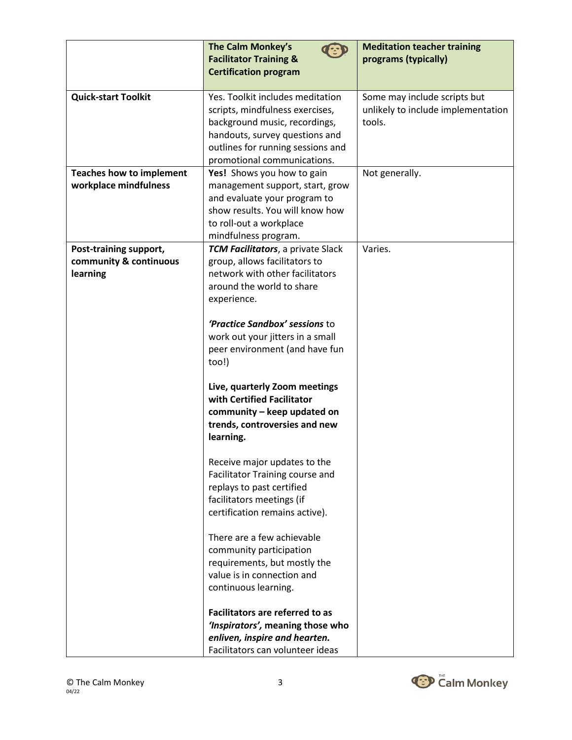| | **The Calm Monkey's Facilitator Training & Certification program** | **Meditation teacher training programs (typically)** |
|---|---|---|
| **Quick-start Toolkit** | Yes. Toolkit includes meditation scripts, mindfulness exercises, background music, recordings, handouts, survey questions and outlines for running sessions and promotional communications. | Some may include scripts but unlikely to include implementation tools. |
| **Teaches how to implement workplace mindfulness** | **Yes!** Shows you how to gain management support, start, grow and evaluate your program to show results. You will know how to roll-out a workplace mindfulness program. | Not generally. |
| **Post-training support, community & continuous learning** | ***TCM Facilitators***, a private Slack group, allows facilitators to network with other facilitators around the world to share experience.<br><br>***'Practice Sandbox' sessions*** to work out your jitters in a small peer environment (and have fun too!)<br><br>**Live, quarterly Zoom meetings with Certified Facilitator community – keep updated on trends, controversies and new learning.**<br><br>Receive major updates to the Facilitator Training course and replays to past certified facilitators meetings (if certification remains active).<br><br>There are a few achievable community participation requirements, but mostly the value is in connection and continuous learning.<br><br>**Facilitators are referred to as *'Inspirators'*, meaning those who *enliven, inspire and hearten.*** Facilitators can volunteer ideas | Varies. |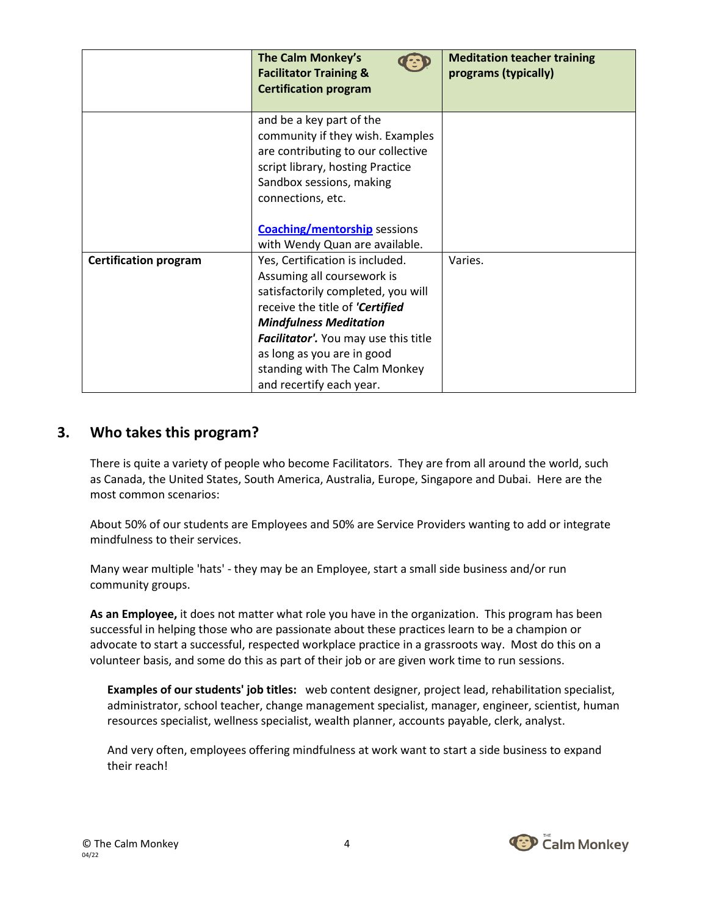| | The Calm Monkey's Facilitator Training & Certification program | Meditation teacher training programs (typically) |
|---|---|---|
| | and be a key part of the community if they wish. Examples are contributing to our collective script library, hosting Practice Sandbox sessions, making connections, etc.<br><br>**Coaching/mentorship** sessions with Wendy Quan are available. | |
| **Certification program** | Yes, Certification is included. Assuming all coursework is satisfactorily completed, you will receive the title of ***'Certified Mindfulness Meditation Facilitator'.*** You may use this title as long as you are in good standing with The Calm Monkey and recertify each year. | Varies. |

## 3. Who takes this program?

There is quite a variety of people who become Facilitators. They are from all around the world, such as Canada, the United States, South America, Australia, Europe, Singapore and Dubai. Here are the most common scenarios:

About 50% of our students are Employees and 50% are Service Providers wanting to add or integrate mindfulness to their services.

Many wear multiple 'hats' - they may be an Employee, start a small side business and/or run community groups.

**As an Employee,** it does not matter what role you have in the organization. This program has been successful in helping those who are passionate about these practices learn to be a champion or advocate to start a successful, respected workplace practice in a grassroots way. Most do this on a volunteer basis, and some do this as part of their job or are given work time to run sessions.

**Examples of our students' job titles:** web content designer, project lead, rehabilitation specialist, administrator, school teacher, change management specialist, manager, engineer, scientist, human resources specialist, wellness specialist, wealth planner, accounts payable, clerk, analyst.

And very often, employees offering mindfulness at work want to start a side business to expand their reach!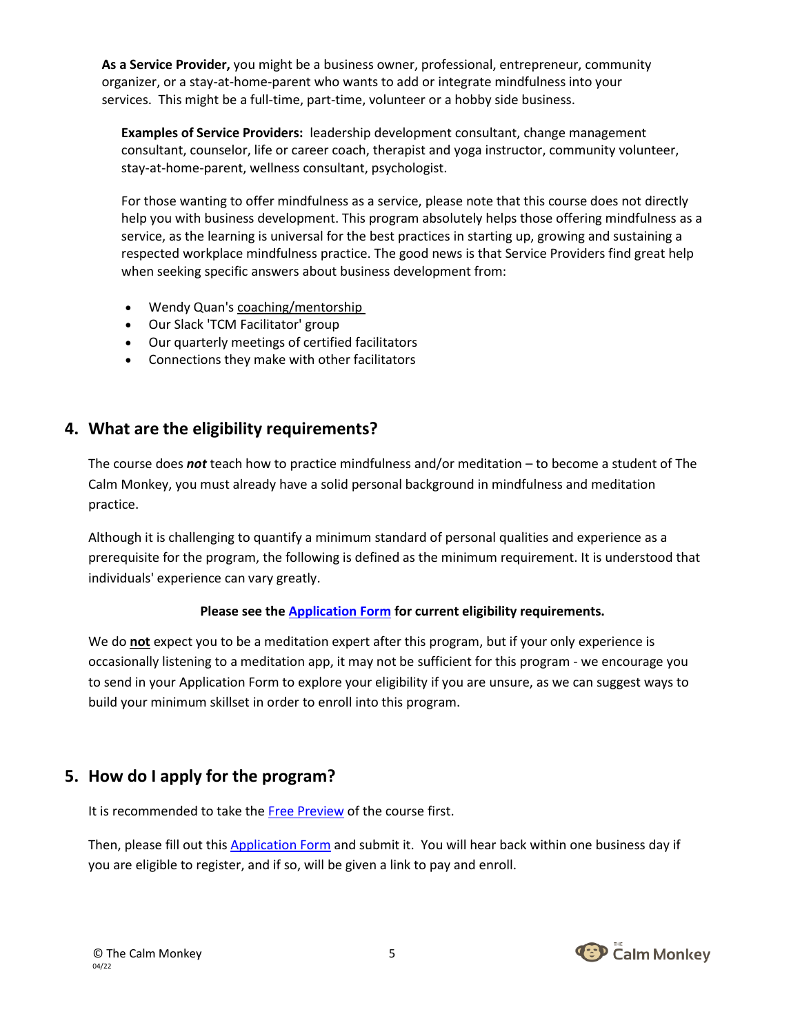**As a Service Provider,** you might be a business owner, professional, entrepreneur, community organizer, or a stay-at-home-parent who wants to add or integrate mindfulness into your services. This might be a full-time, part-time, volunteer or a hobby side business.

**Examples of Service Providers:** leadership development consultant, change management consultant, counselor, life or career coach, therapist and yoga instructor, community volunteer, stay-at-home-parent, wellness consultant, psychologist.

For those wanting to offer mindfulness as a service, please note that this course does not directly help you with business development. This program absolutely helps those offering mindfulness as a service, as the learning is universal for the best practices in starting up, growing and sustaining a respected workplace mindfulness practice. The good news is that Service Providers find great help when seeking specific answers about business development from:

- Wendy Quan's coaching/mentorship
- Our Slack 'TCM Facilitator' group
- Our quarterly meetings of certified facilitators
- Connections they make with other facilitators

## 4. What are the eligibility requirements?

The course does ***not*** teach how to practice mindfulness and/or meditation – to become a student of The Calm Monkey, you must already have a solid personal background in mindfulness and meditation practice.

Although it is challenging to quantify a minimum standard of personal qualities and experience as a prerequisite for the program, the following is defined as the minimum requirement. It is understood that individuals' experience can vary greatly.

**Please see the Application Form for current eligibility requirements.**

We do **not** expect you to be a meditation expert after this program, but if your only experience is occasionally listening to a meditation app, it may not be sufficient for this program - we encourage you to send in your Application Form to explore your eligibility if you are unsure, as we can suggest ways to build your minimum skillset in order to enroll into this program.

## 5. How do I apply for the program?

It is recommended to take the Free Preview of the course first.

Then, please fill out this Application Form and submit it. You will hear back within one business day if you are eligible to register, and if so, will be given a link to pay and enroll.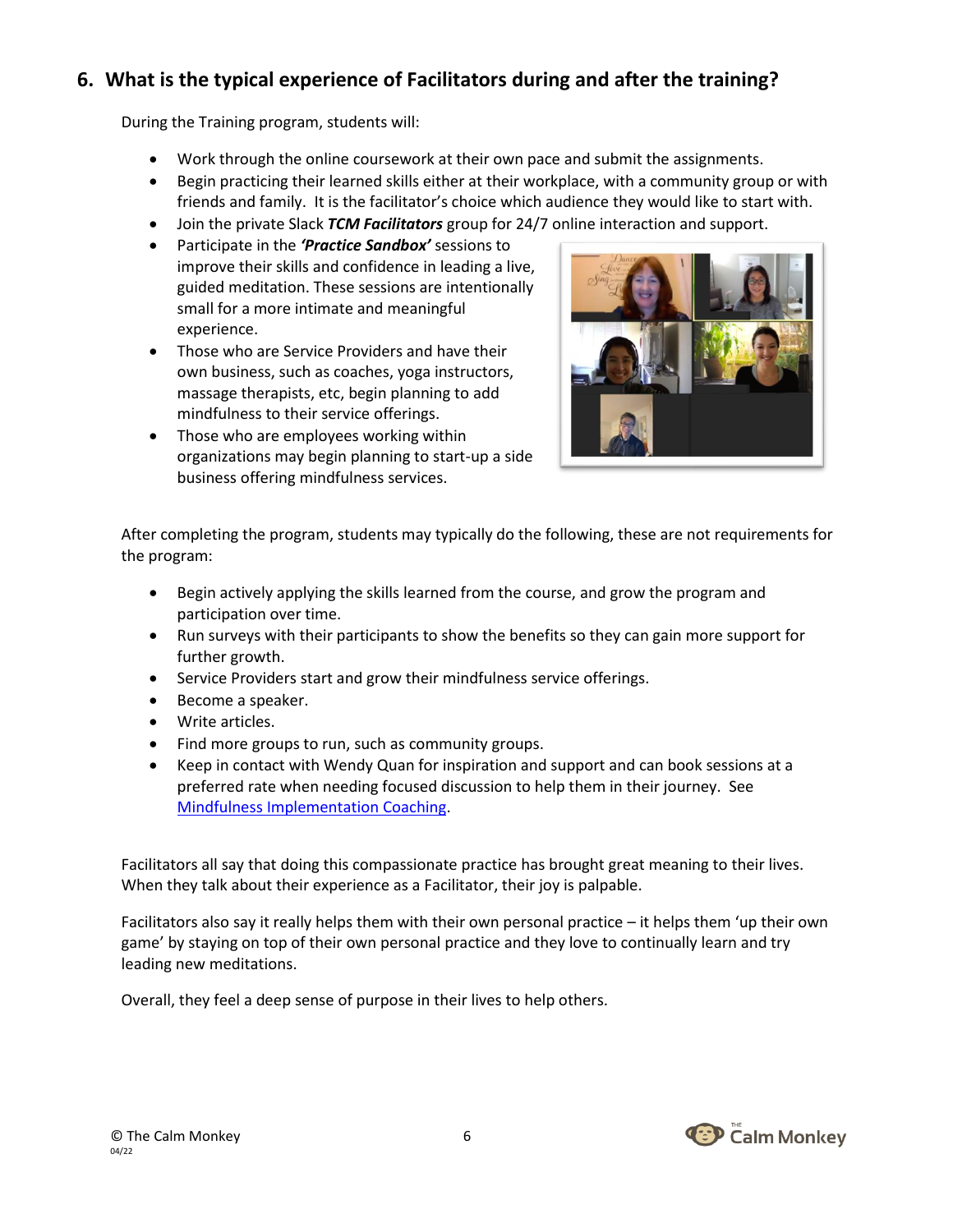## 6. What is the typical experience of Facilitators during and after the training?

During the Training program, students will:

- Work through the online coursework at their own pace and submit the assignments.
- Begin practicing their learned skills either at their workplace, with a community group or with friends and family. It is the facilitator's choice which audience they would like to start with.
- Join the private Slack ***TCM Facilitators*** group for 24/7 online interaction and support.
- Participate in the ***'Practice Sandbox'*** sessions to improve their skills and confidence in leading a live, guided meditation. These sessions are intentionally small for a more intimate and meaningful experience.
- Those who are Service Providers and have their own business, such as coaches, yoga instructors, massage therapists, etc, begin planning to add mindfulness to their service offerings.
- Those who are employees working within organizations may begin planning to start-up a side business offering mindfulness services.

After completing the program, students may typically do the following, these are not requirements for the program:

- Begin actively applying the skills learned from the course, and grow the program and participation over time.
- Run surveys with their participants to show the benefits so they can gain more support for further growth.
- Service Providers start and grow their mindfulness service offerings.
- Become a speaker.
- Write articles.
- Find more groups to run, such as community groups.
- Keep in contact with Wendy Quan for inspiration and support and can book sessions at a preferred rate when needing focused discussion to help them in their journey. See [Mindfulness Implementation Coaching](#).

Facilitators all say that doing this compassionate practice has brought great meaning to their lives. When they talk about their experience as a Facilitator, their joy is palpable.

Facilitators also say it really helps them with their own personal practice – it helps them 'up their own game' by staying on top of their own personal practice and they love to continually learn and try leading new meditations.

Overall, they feel a deep sense of purpose in their lives to help others.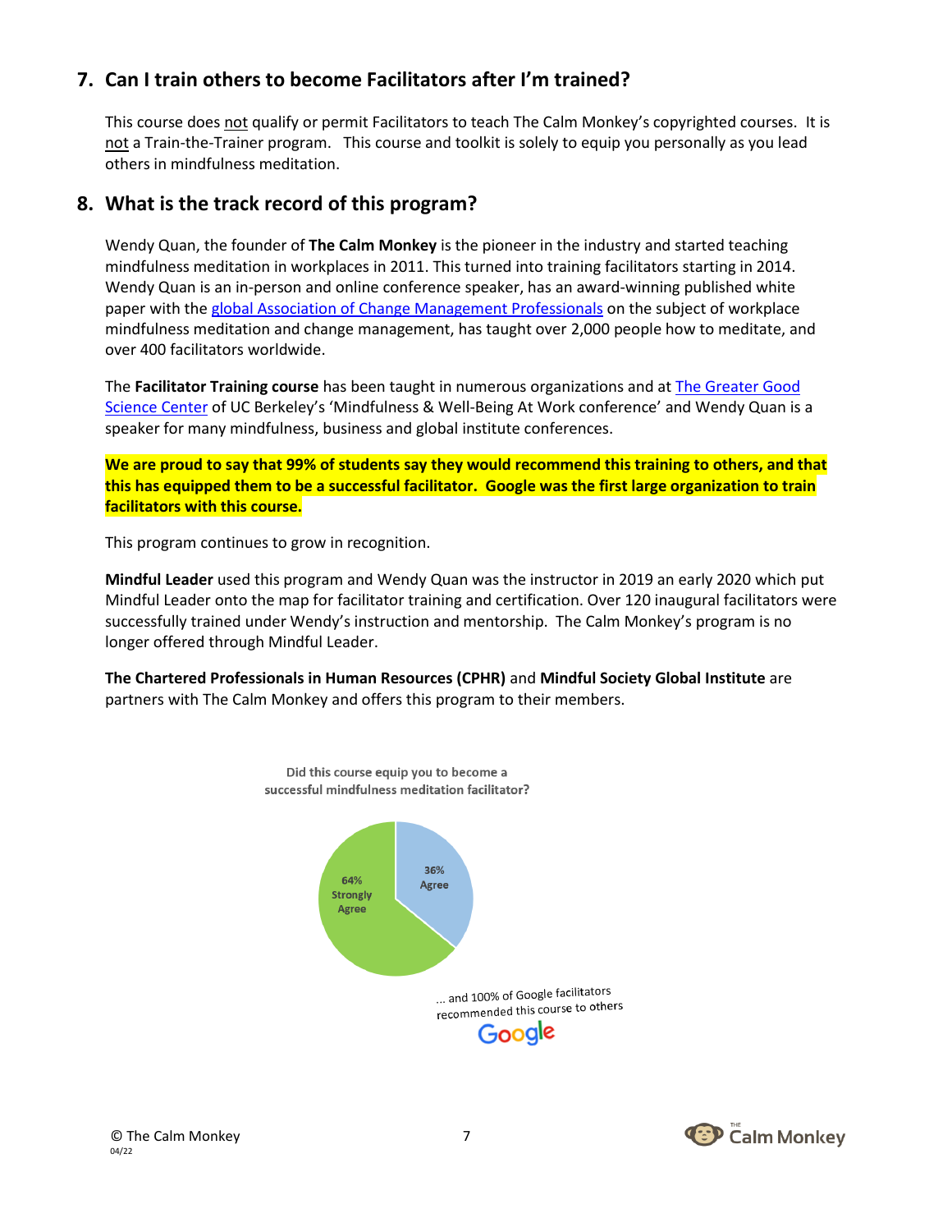## 7. Can I train others to become Facilitators after I'm trained?

This course does not qualify or permit Facilitators to teach The Calm Monkey's copyrighted courses. It is not a Train-the-Trainer program. This course and toolkit is solely to equip you personally as you lead others in mindfulness meditation.

## 8. What is the track record of this program?

Wendy Quan, the founder of **The Calm Monkey** is the pioneer in the industry and started teaching mindfulness meditation in workplaces in 2011. This turned into training facilitators starting in 2014. Wendy Quan is an in-person and online conference speaker, has an award-winning published white paper with the global Association of Change Management Professionals on the subject of workplace mindfulness meditation and change management, has taught over 2,000 people how to meditate, and over 400 facilitators worldwide.

The **Facilitator Training course** has been taught in numerous organizations and at The Greater Good Science Center of UC Berkeley's 'Mindfulness & Well-Being At Work conference' and Wendy Quan is a speaker for many mindfulness, business and global institute conferences.

**We are proud to say that 99% of students say they would recommend this training to others, and that this has equipped them to be a successful facilitator. Google was the first large organization to train facilitators with this course.**

This program continues to grow in recognition.

**Mindful Leader** used this program and Wendy Quan was the instructor in 2019 an early 2020 which put Mindful Leader onto the map for facilitator training and certification. Over 120 inaugural facilitators were successfully trained under Wendy's instruction and mentorship. The Calm Monkey's program is no longer offered through Mindful Leader.

**The Chartered Professionals in Human Resources (CPHR)** and **Mindful Society Global Institute** are partners with The Calm Monkey and offers this program to their members.

Did this course equip you to become a successful mindfulness meditation facilitator?

- 64% Strongly Agree
- 36% Agree

... and 100% of Google facilitators recommended this course to others

Google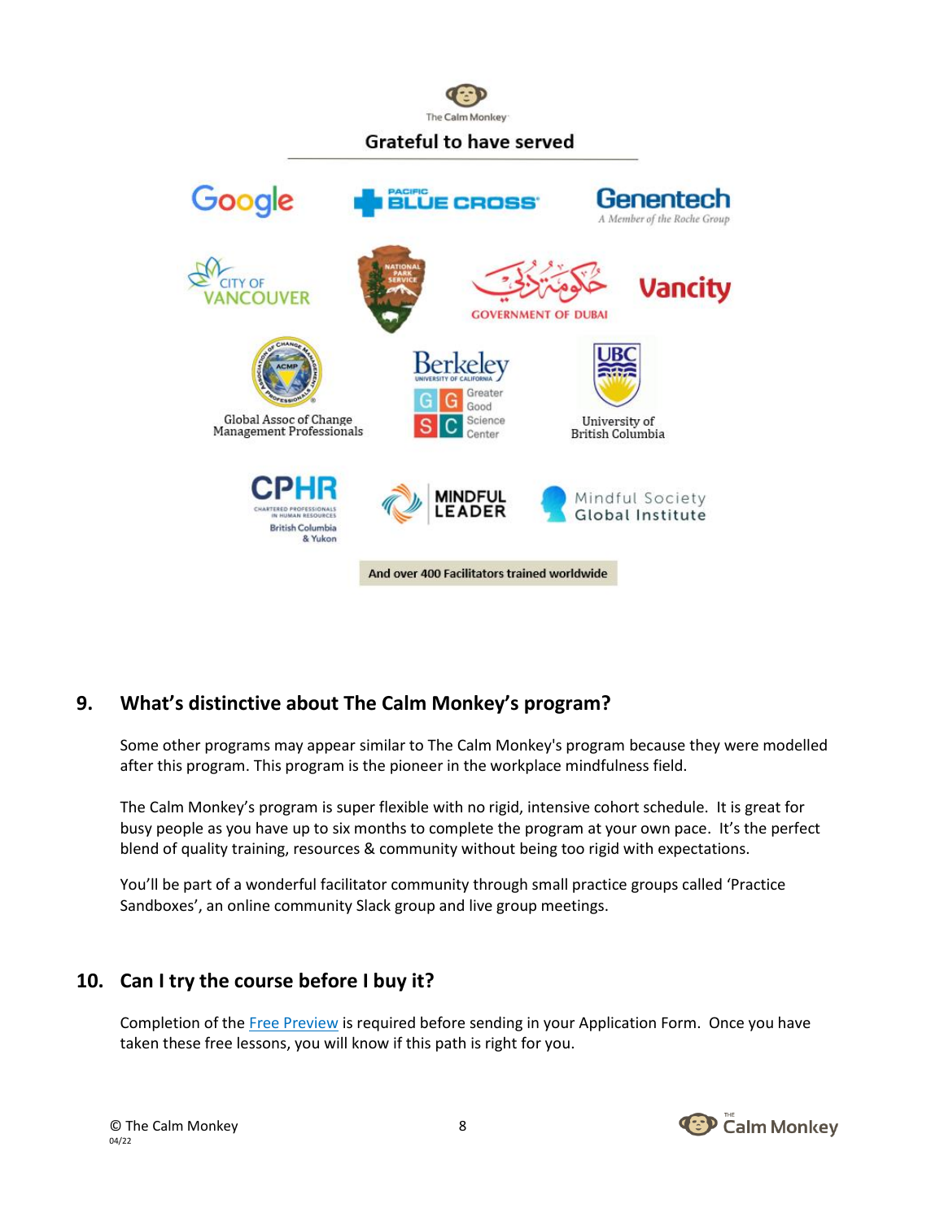The Calm Monkey

**Grateful to have served**

Google, Pacific Blue Cross, Genentech (A Member of the Roche Group), City of Vancouver, National Park Service, Government of Dubai, Vancity, Global Assoc of Change Management Professionals, Berkeley University of California Greater Good Science Center, University of British Columbia, CPHR Chartered Professionals in Human Resources British Columbia & Yukon, Mindful Leader, Mindful Society Global Institute

**And over 400 Facilitators trained worldwide**

## 9. What's distinctive about The Calm Monkey's program?

Some other programs may appear similar to The Calm Monkey's program because they were modelled after this program. This program is the pioneer in the workplace mindfulness field.

The Calm Monkey's program is super flexible with no rigid, intensive cohort schedule. It is great for busy people as you have up to six months to complete the program at your own pace. It's the perfect blend of quality training, resources & community without being too rigid with expectations.

You'll be part of a wonderful facilitator community through small practice groups called 'Practice Sandboxes', an online community Slack group and live group meetings.

## 10. Can I try the course before I buy it?

Completion of the Free Preview is required before sending in your Application Form. Once you have taken these free lessons, you will know if this path is right for you.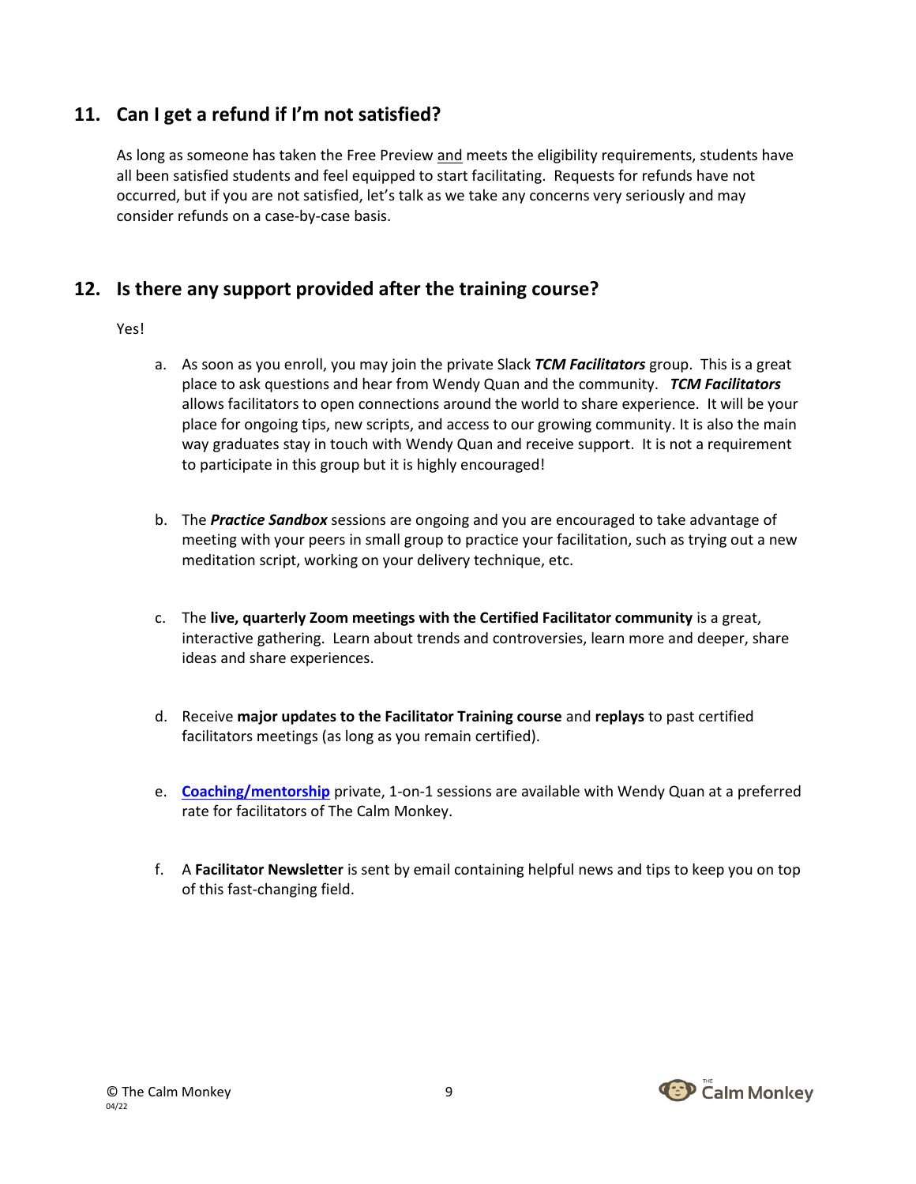## 11. Can I get a refund if I'm not satisfied?

As long as someone has taken the Free Preview and meets the eligibility requirements, students have all been satisfied students and feel equipped to start facilitating. Requests for refunds have not occurred, but if you are not satisfied, let's talk as we take any concerns very seriously and may consider refunds on a case-by-case basis.

## 12. Is there any support provided after the training course?

Yes!

a. As soon as you enroll, you may join the private Slack ***TCM Facilitators*** group. This is a great place to ask questions and hear from Wendy Quan and the community. ***TCM Facilitators*** allows facilitators to open connections around the world to share experience. It will be your place for ongoing tips, new scripts, and access to our growing community. It is also the main way graduates stay in touch with Wendy Quan and receive support. It is not a requirement to participate in this group but it is highly encouraged!

b. The ***Practice Sandbox*** sessions are ongoing and you are encouraged to take advantage of meeting with your peers in small group to practice your facilitation, such as trying out a new meditation script, working on your delivery technique, etc.

c. The **live, quarterly Zoom meetings with the Certified Facilitator community** is a great, interactive gathering. Learn about trends and controversies, learn more and deeper, share ideas and share experiences.

d. Receive **major updates to the Facilitator Training course** and **replays** to past certified facilitators meetings (as long as you remain certified).

e. **Coaching/mentorship** private, 1-on-1 sessions are available with Wendy Quan at a preferred rate for facilitators of The Calm Monkey.

f. A **Facilitator Newsletter** is sent by email containing helpful news and tips to keep you on top of this fast-changing field.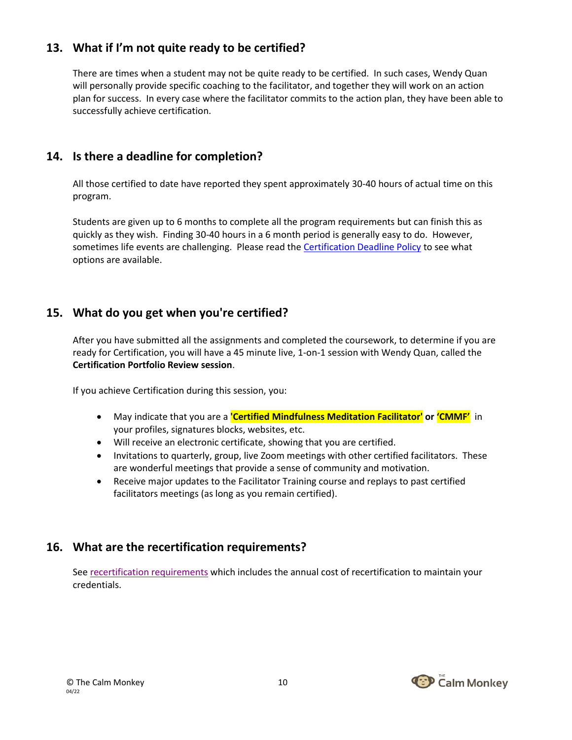## 13. What if I'm not quite ready to be certified?

There are times when a student may not be quite ready to be certified. In such cases, Wendy Quan will personally provide specific coaching to the facilitator, and together they will work on an action plan for success. In every case where the facilitator commits to the action plan, they have been able to successfully achieve certification.

## 14. Is there a deadline for completion?

All those certified to date have reported they spent approximately 30-40 hours of actual time on this program.

Students are given up to 6 months to complete all the program requirements but can finish this as quickly as they wish. Finding 30-40 hours in a 6 month period is generally easy to do. However, sometimes life events are challenging. Please read the Certification Deadline Policy to see what options are available.

## 15. What do you get when you're certified?

After you have submitted all the assignments and completed the coursework, to determine if you are ready for Certification, you will have a 45 minute live, 1-on-1 session with Wendy Quan, called the **Certification Portfolio Review session**.

If you achieve Certification during this session, you:

- May indicate that you are a **'Certified Mindfulness Meditation Facilitator' or 'CMMF'** in your profiles, signatures blocks, websites, etc.
- Will receive an electronic certificate, showing that you are certified.
- Invitations to quarterly, group, live Zoom meetings with other certified facilitators. These are wonderful meetings that provide a sense of community and motivation.
- Receive major updates to the Facilitator Training course and replays to past certified facilitators meetings (as long as you remain certified).

## 16. What are the recertification requirements?

See recertification requirements which includes the annual cost of recertification to maintain your credentials.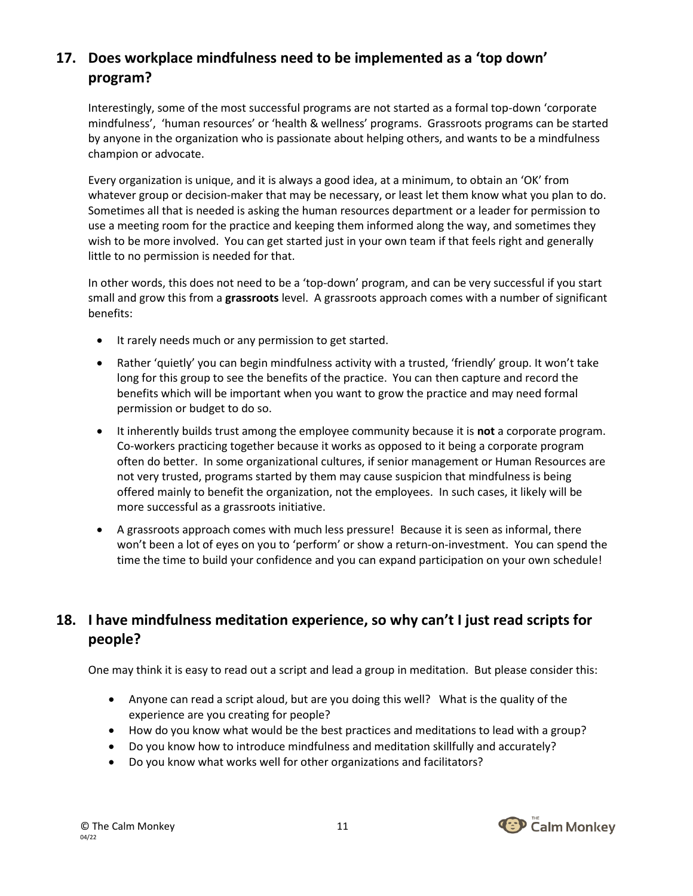## 17. Does workplace mindfulness need to be implemented as a 'top down' program?

Interestingly, some of the most successful programs are not started as a formal top-down 'corporate mindfulness', 'human resources' or 'health & wellness' programs. Grassroots programs can be started by anyone in the organization who is passionate about helping others, and wants to be a mindfulness champion or advocate.

Every organization is unique, and it is always a good idea, at a minimum, to obtain an 'OK' from whatever group or decision-maker that may be necessary, or least let them know what you plan to do. Sometimes all that is needed is asking the human resources department or a leader for permission to use a meeting room for the practice and keeping them informed along the way, and sometimes they wish to be more involved. You can get started just in your own team if that feels right and generally little to no permission is needed for that.

In other words, this does not need to be a 'top-down' program, and can be very successful if you start small and grow this from a **grassroots** level. A grassroots approach comes with a number of significant benefits:

- It rarely needs much or any permission to get started.
- Rather 'quietly' you can begin mindfulness activity with a trusted, 'friendly' group. It won't take long for this group to see the benefits of the practice. You can then capture and record the benefits which will be important when you want to grow the practice and may need formal permission or budget to do so.
- It inherently builds trust among the employee community because it is **not** a corporate program. Co-workers practicing together because it works as opposed to it being a corporate program often do better. In some organizational cultures, if senior management or Human Resources are not very trusted, programs started by them may cause suspicion that mindfulness is being offered mainly to benefit the organization, not the employees. In such cases, it likely will be more successful as a grassroots initiative.
- A grassroots approach comes with much less pressure! Because it is seen as informal, there won't been a lot of eyes on you to 'perform' or show a return-on-investment. You can spend the time the time to build your confidence and you can expand participation on your own schedule!

## 18. I have mindfulness meditation experience, so why can't I just read scripts for people?

One may think it is easy to read out a script and lead a group in meditation. But please consider this:

- Anyone can read a script aloud, but are you doing this well? What is the quality of the experience are you creating for people?
- How do you know what would be the best practices and meditations to lead with a group?
- Do you know how to introduce mindfulness and meditation skillfully and accurately?
- Do you know what works well for other organizations and facilitators?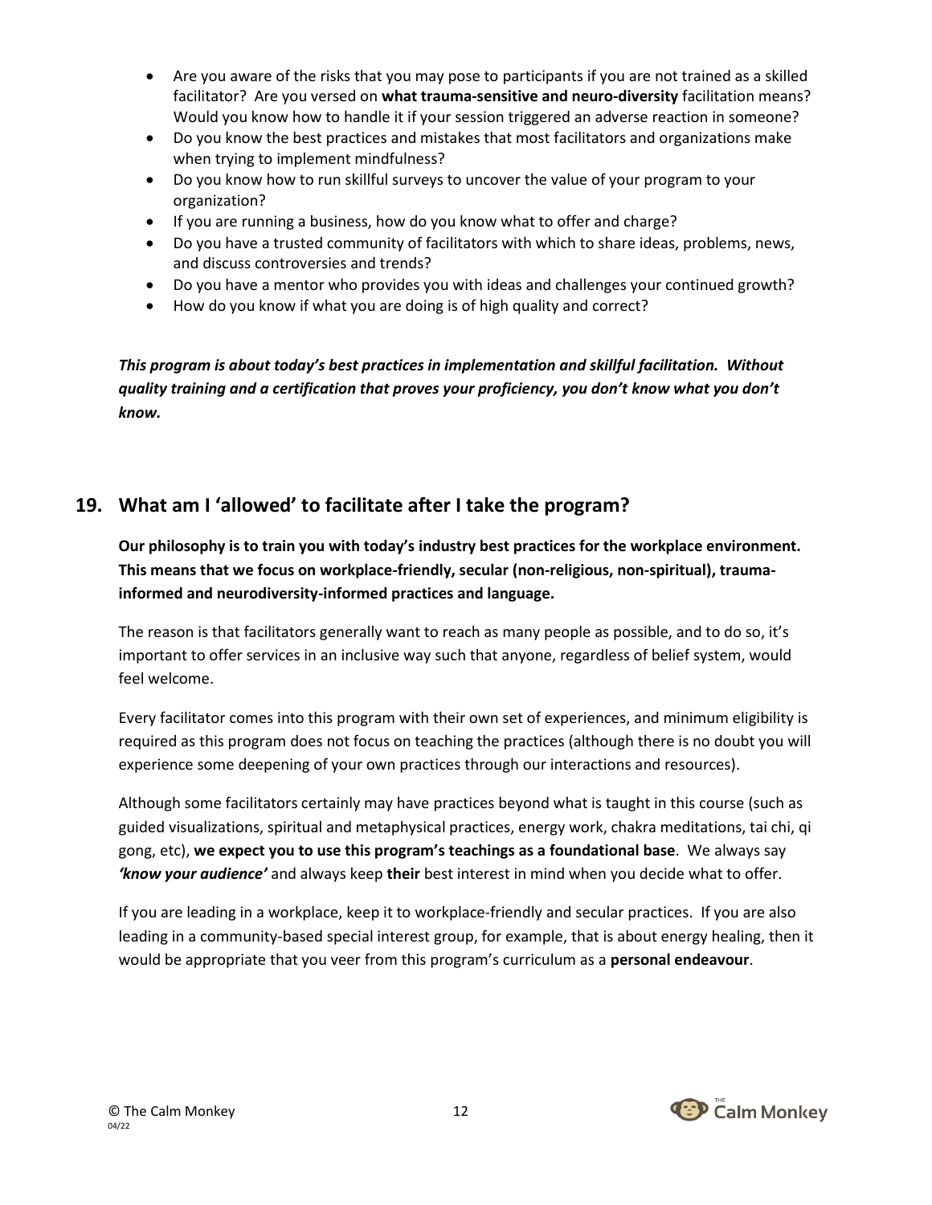- Are you aware of the risks that you may pose to participants if you are not trained as a skilled facilitator? Are you versed on **what trauma-sensitive and neuro-diversity** facilitation means? Would you know how to handle it if your session triggered an adverse reaction in someone?
- Do you know the best practices and mistakes that most facilitators and organizations make when trying to implement mindfulness?
- Do you know how to run skillful surveys to uncover the value of your program to your organization?
- If you are running a business, how do you know what to offer and charge?
- Do you have a trusted community of facilitators with which to share ideas, problems, news, and discuss controversies and trends?
- Do you have a mentor who provides you with ideas and challenges your continued growth?
- How do you know if what you are doing is of high quality and correct?

***This program is about today's best practices in implementation and skillful facilitation. Without quality training and a certification that proves your proficiency, you don't know what you don't know.***

## 19. What am I 'allowed' to facilitate after I take the program?

**Our philosophy is to train you with today's industry best practices for the workplace environment. This means that we focus on workplace-friendly, secular (non-religious, non-spiritual), trauma-informed and neurodiversity-informed practices and language.**

The reason is that facilitators generally want to reach as many people as possible, and to do so, it's important to offer services in an inclusive way such that anyone, regardless of belief system, would feel welcome.

Every facilitator comes into this program with their own set of experiences, and minimum eligibility is required as this program does not focus on teaching the practices (although there is no doubt you will experience some deepening of your own practices through our interactions and resources).

Although some facilitators certainly may have practices beyond what is taught in this course (such as guided visualizations, spiritual and metaphysical practices, energy work, chakra meditations, tai chi, qi gong, etc), **we expect you to use this program's teachings as a foundational base**. We always say ***'know your audience'*** and always keep **their** best interest in mind when you decide what to offer.

If you are leading in a workplace, keep it to workplace-friendly and secular practices. If you are also leading in a community-based special interest group, for example, that is about energy healing, then it would be appropriate that you veer from this program's curriculum as a **personal endeavour**.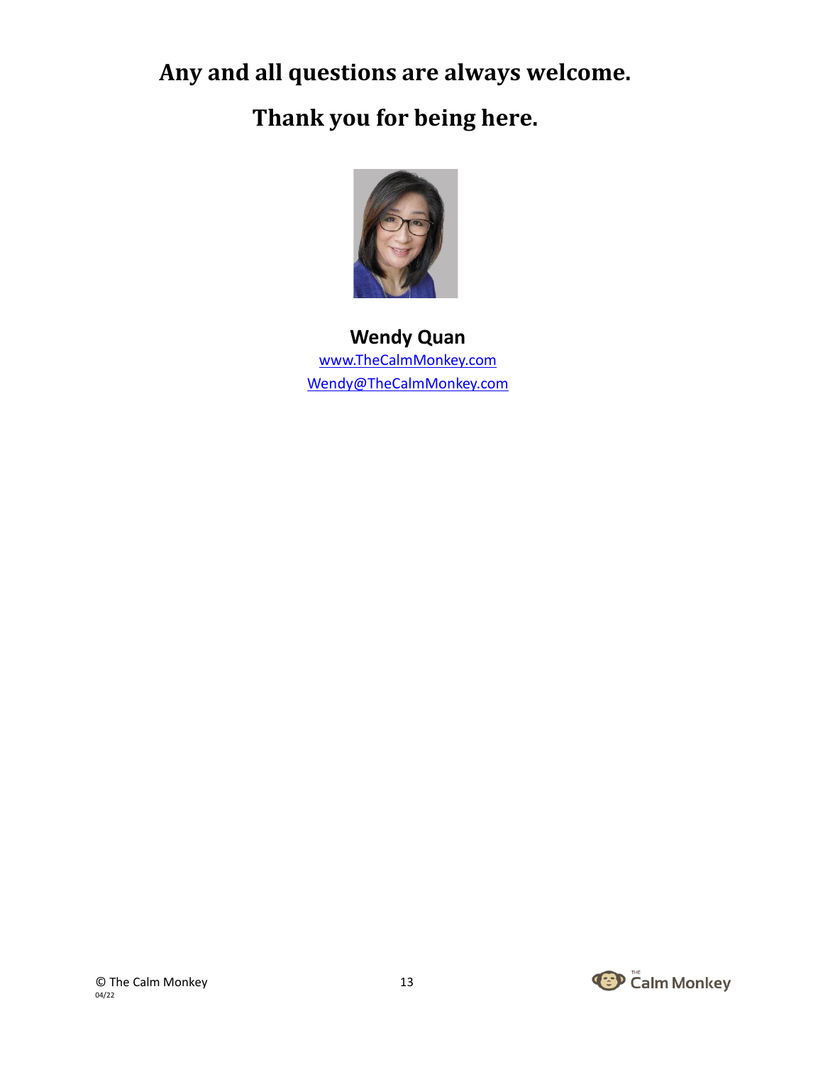**Any and all questions are always welcome.**

**Thank you for being here.**

**Wendy Quan**

www.TheCalmMonkey.com

Wendy@TheCalmMonkey.com